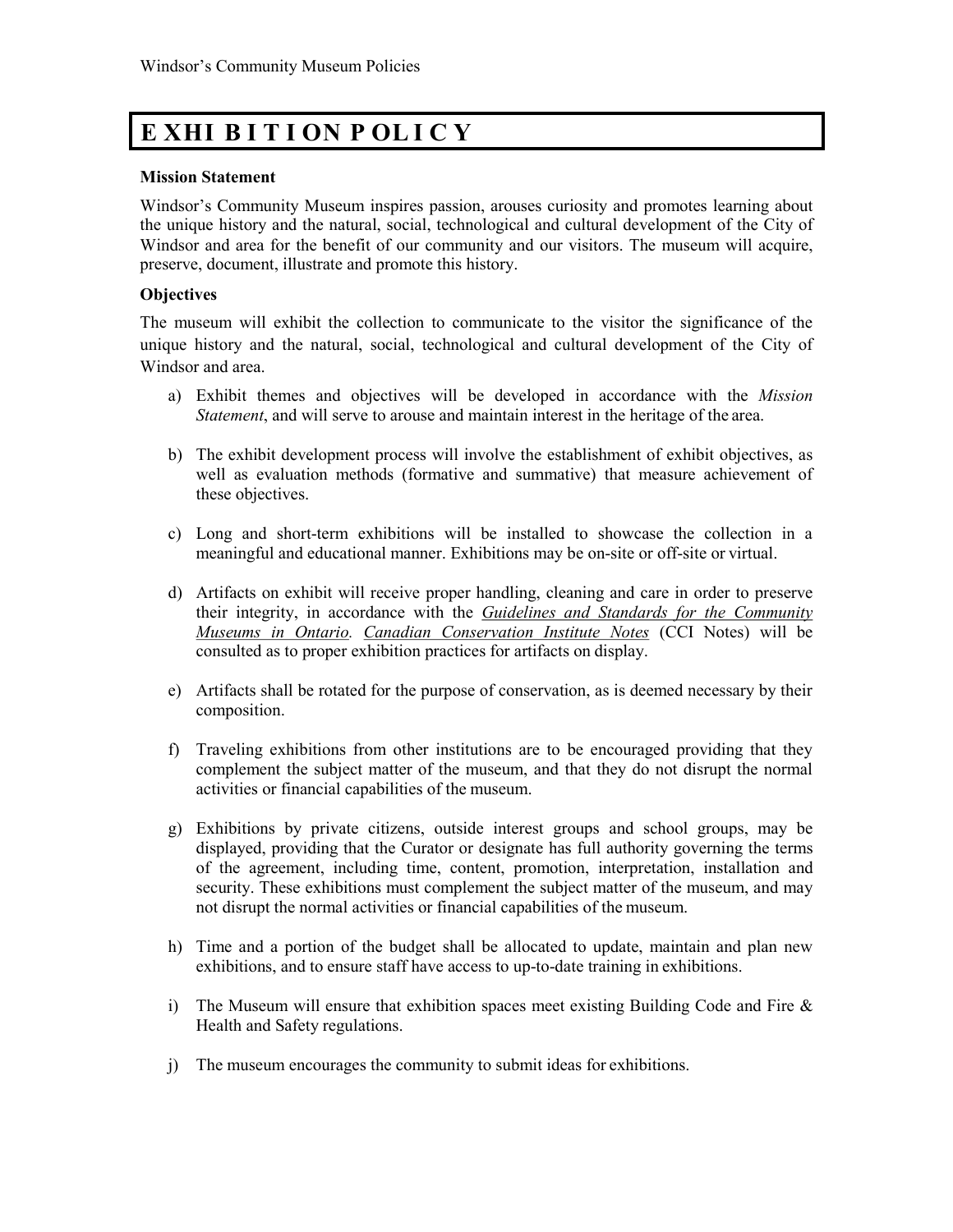# EXHIBITION POLICY

**Mission Statement**

Windsor's Community Museum inspires passion, arouses curiosity and promotes learning about the unique history and the natural, social, technological and cultural development of the City of Windsor and area for the benefit of our community and our visitors. The museum will acquire, preserve, document, illustrate and promote this history.

**Objectives**

The museum will exhibit the collection to communicate to the visitor the significance of the unique history and the natural, social, technological and cultural development of the City of Windsor and area.

a) Exhibit themes and objectives will be developed in accordance with the *Mission Statement*, and will serve to arouse and maintain interest in the heritage of the area.

b) The exhibit development process will involve the establishment of exhibit objectives, as well as evaluation methods (formative and summative) that measure achievement of these objectives.

c) Long and short-term exhibitions will be installed to showcase the collection in a meaningful and educational manner. Exhibitions may be on-site or off-site or virtual.

d) Artifacts on exhibit will receive proper handling, cleaning and care in order to preserve their integrity, in accordance with the *Guidelines and Standards for the Community Museums in Ontario*. *Canadian Conservation Institute Notes* (CCI Notes) will be consulted as to proper exhibition practices for artifacts on display.

e) Artifacts shall be rotated for the purpose of conservation, as is deemed necessary by their composition.

f) Traveling exhibitions from other institutions are to be encouraged providing that they complement the subject matter of the museum, and that they do not disrupt the normal activities or financial capabilities of the museum.

g) Exhibitions by private citizens, outside interest groups and school groups, may be displayed, providing that the Curator or designate has full authority governing the terms of the agreement, including time, content, promotion, interpretation, installation and security. These exhibitions must complement the subject matter of the museum, and may not disrupt the normal activities or financial capabilities of the museum.

h) Time and a portion of the budget shall be allocated to update, maintain and plan new exhibitions, and to ensure staff have access to up-to-date training in exhibitions.

i) The Museum will ensure that exhibition spaces meet existing Building Code and Fire & Health and Safety regulations.

j) The museum encourages the community to submit ideas for exhibitions.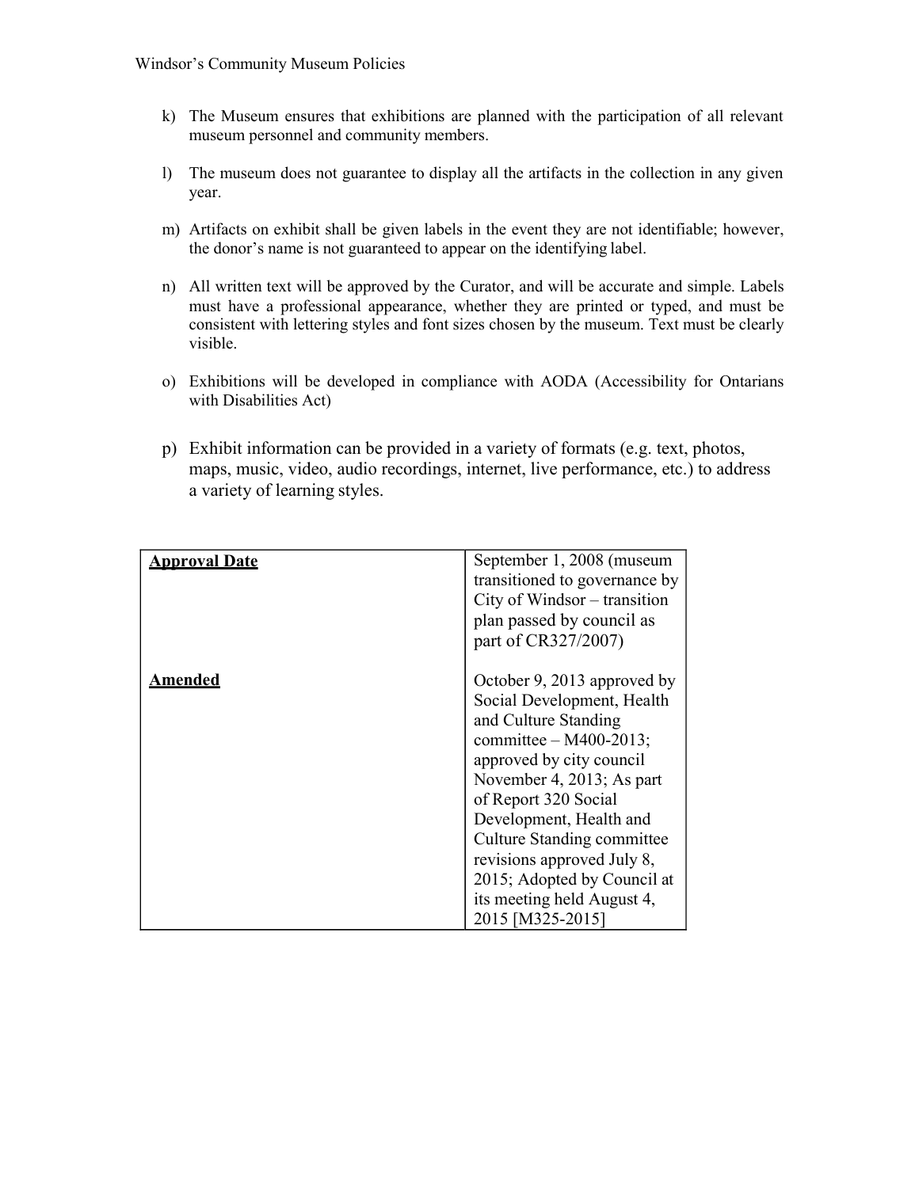k) The Museum ensures that exhibitions are planned with the participation of all relevant museum personnel and community members.

l) The museum does not guarantee to display all the artifacts in the collection in any given year.

m) Artifacts on exhibit shall be given labels in the event they are not identifiable; however, the donor's name is not guaranteed to appear on the identifying label.

n) All written text will be approved by the Curator, and will be accurate and simple. Labels must have a professional appearance, whether they are printed or typed, and must be consistent with lettering styles and font sizes chosen by the museum. Text must be clearly visible.

o) Exhibitions will be developed in compliance with AODA (Accessibility for Ontarians with Disabilities Act)

p) Exhibit information can be provided in a variety of formats (e.g. text, photos, maps, music, video, audio recordings, internet, live performance, etc.) to address a variety of learning styles.

| | |
|---|---|
| **Approval Date** | September 1, 2008 (museum transitioned to governance by City of Windsor – transition plan passed by council as part of CR327/2007) |
| **Amended** | October 9, 2013 approved by Social Development, Health and Culture Standing committee – M400-2013; approved by city council November 4, 2013; As part of Report 320 Social Development, Health and Culture Standing committee revisions approved July 8, 2015; Adopted by Council at its meeting held August 4, 2015 [M325-2015] |